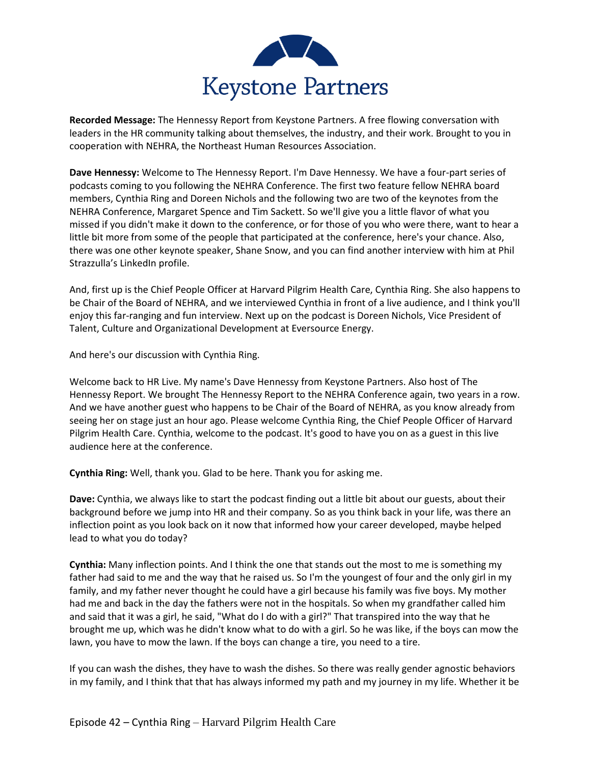# Keystone Partners

**Recorded Message:** The Hennessy Report from Keystone Partners. A free flowing conversation with leaders in the HR community talking about themselves, the industry, and their work. Brought to you in cooperation with NEHRA, the Northeast Human Resources Association.

**Dave Hennessy:** Welcome to The Hennessy Report. I'm Dave Hennessy. We have a four-part series of podcasts coming to you following the NEHRA Conference. The first two feature fellow NEHRA board members, Cynthia Ring and Doreen Nichols and the following two are two of the keynotes from the NEHRA Conference, Margaret Spence and Tim Sackett. So we'll give you a little flavor of what you missed if you didn't make it down to the conference, or for those of you who were there, want to hear a little bit more from some of the people that participated at the conference, here's your chance. Also, there was one other keynote speaker, Shane Snow, and you can find another interview with him at Phil Strazzulla's LinkedIn profile.

And, first up is the Chief People Officer at Harvard Pilgrim Health Care, Cynthia Ring. She also happens to be Chair of the Board of NEHRA, and we interviewed Cynthia in front of a live audience, and I think you'll enjoy this far-ranging and fun interview. Next up on the podcast is Doreen Nichols, Vice President of Talent, Culture and Organizational Development at Eversource Energy.

And here's our discussion with Cynthia Ring.

Welcome back to HR Live. My name's Dave Hennessy from Keystone Partners. Also host of The Hennessy Report. We brought The Hennessy Report to the NEHRA Conference again, two years in a row. And we have another guest who happens to be Chair of the Board of NEHRA, as you know already from seeing her on stage just an hour ago. Please welcome Cynthia Ring, the Chief People Officer of Harvard Pilgrim Health Care. Cynthia, welcome to the podcast. It's good to have you on as a guest in this live audience here at the conference.

**Cynthia Ring:** Well, thank you. Glad to be here. Thank you for asking me.

**Dave:** Cynthia, we always like to start the podcast finding out a little bit about our guests, about their background before we jump into HR and their company. So as you think back in your life, was there an inflection point as you look back on it now that informed how your career developed, maybe helped lead to what you do today?

**Cynthia:** Many inflection points. And I think the one that stands out the most to me is something my father had said to me and the way that he raised us. So I'm the youngest of four and the only girl in my family, and my father never thought he could have a girl because his family was five boys. My mother had me and back in the day the fathers were not in the hospitals. So when my grandfather called him and said that it was a girl, he said, "What do I do with a girl?" That transpired into the way that he brought me up, which was he didn't know what to do with a girl. So he was like, if the boys can mow the lawn, you have to mow the lawn. If the boys can change a tire, you need to a tire.

If you can wash the dishes, they have to wash the dishes. So there was really gender agnostic behaviors in my family, and I think that that has always informed my path and my journey in my life. Whether it be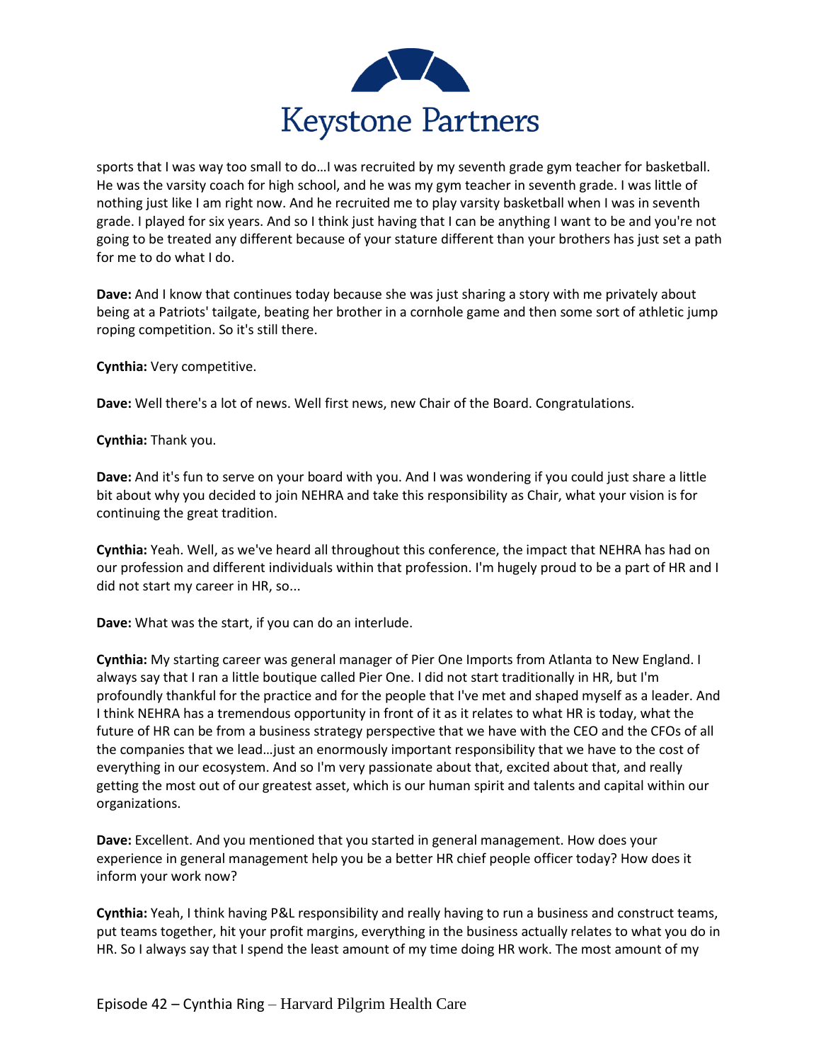sports that I was way too small to do…I was recruited by my seventh grade gym teacher for basketball. He was the varsity coach for high school, and he was my gym teacher in seventh grade. I was little of nothing just like I am right now. And he recruited me to play varsity basketball when I was in seventh grade. I played for six years. And so I think just having that I can be anything I want to be and you're not going to be treated any different because of your stature different than your brothers has just set a path for me to do what I do.

**Dave:** And I know that continues today because she was just sharing a story with me privately about being at a Patriots' tailgate, beating her brother in a cornhole game and then some sort of athletic jump roping competition. So it's still there.

**Cynthia:** Very competitive.

**Dave:** Well there's a lot of news. Well first news, new Chair of the Board. Congratulations.

**Cynthia:** Thank you.

**Dave:** And it's fun to serve on your board with you. And I was wondering if you could just share a little bit about why you decided to join NEHRA and take this responsibility as Chair, what your vision is for continuing the great tradition.

**Cynthia:** Yeah. Well, as we've heard all throughout this conference, the impact that NEHRA has had on our profession and different individuals within that profession. I'm hugely proud to be a part of HR and I did not start my career in HR, so...

**Dave:** What was the start, if you can do an interlude.

**Cynthia:** My starting career was general manager of Pier One Imports from Atlanta to New England. I always say that I ran a little boutique called Pier One. I did not start traditionally in HR, but I'm profoundly thankful for the practice and for the people that I've met and shaped myself as a leader. And I think NEHRA has a tremendous opportunity in front of it as it relates to what HR is today, what the future of HR can be from a business strategy perspective that we have with the CEO and the CFOs of all the companies that we lead…just an enormously important responsibility that we have to the cost of everything in our ecosystem. And so I'm very passionate about that, excited about that, and really getting the most out of our greatest asset, which is our human spirit and talents and capital within our organizations.

**Dave:** Excellent. And you mentioned that you started in general management. How does your experience in general management help you be a better HR chief people officer today? How does it inform your work now?

**Cynthia:** Yeah, I think having P&L responsibility and really having to run a business and construct teams, put teams together, hit your profit margins, everything in the business actually relates to what you do in HR. So I always say that I spend the least amount of my time doing HR work. The most amount of my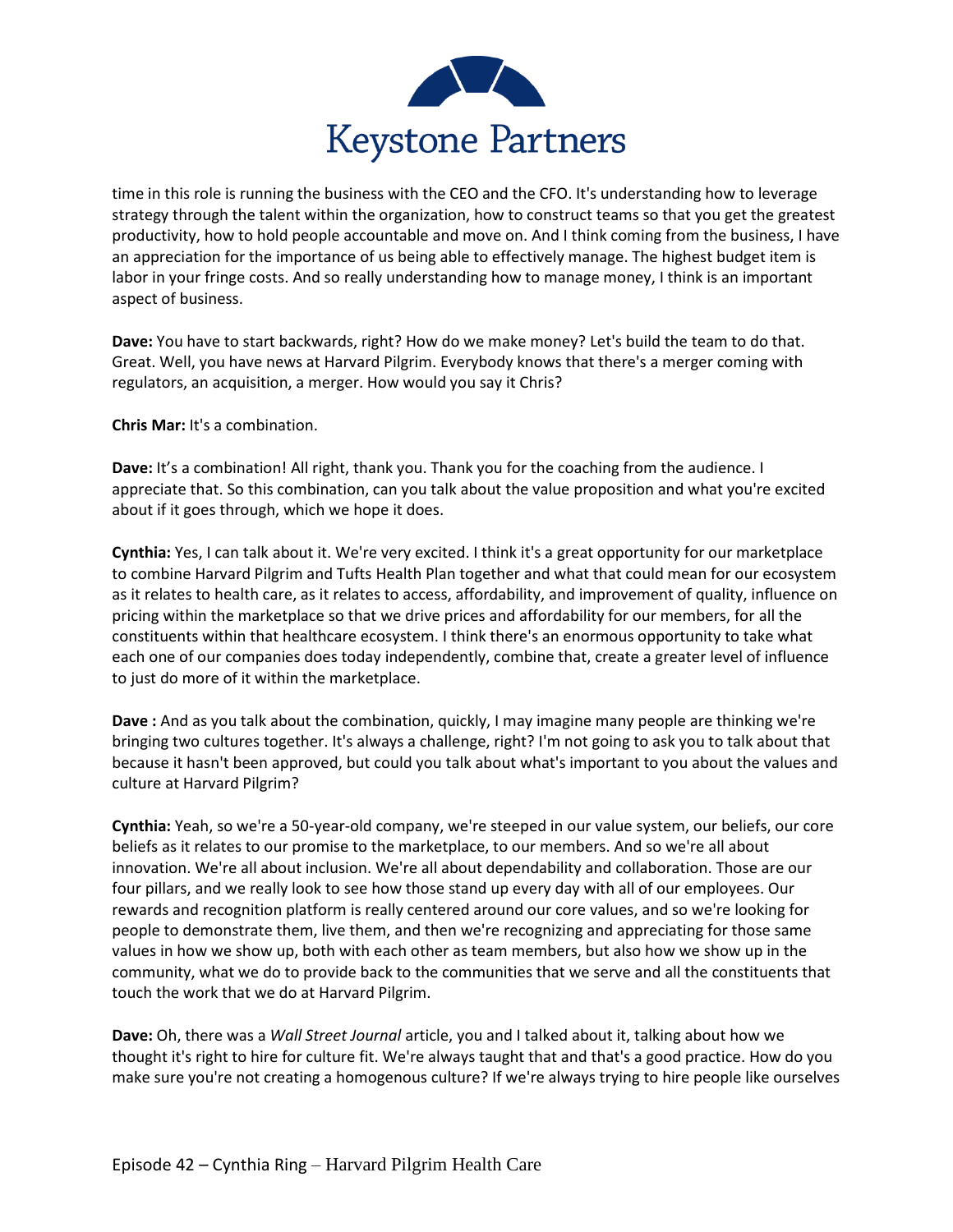time in this role is running the business with the CEO and the CFO. It's understanding how to leverage strategy through the talent within the organization, how to construct teams so that you get the greatest productivity, how to hold people accountable and move on. And I think coming from the business, I have an appreciation for the importance of us being able to effectively manage. The highest budget item is labor in your fringe costs. And so really understanding how to manage money, I think is an important aspect of business.

**Dave:** You have to start backwards, right? How do we make money? Let's build the team to do that. Great. Well, you have news at Harvard Pilgrim. Everybody knows that there's a merger coming with regulators, an acquisition, a merger. How would you say it Chris?

**Chris Mar:** It's a combination.

**Dave:** It's a combination! All right, thank you. Thank you for the coaching from the audience. I appreciate that. So this combination, can you talk about the value proposition and what you're excited about if it goes through, which we hope it does.

**Cynthia:** Yes, I can talk about it. We're very excited. I think it's a great opportunity for our marketplace to combine Harvard Pilgrim and Tufts Health Plan together and what that could mean for our ecosystem as it relates to health care, as it relates to access, affordability, and improvement of quality, influence on pricing within the marketplace so that we drive prices and affordability for our members, for all the constituents within that healthcare ecosystem. I think there's an enormous opportunity to take what each one of our companies does today independently, combine that, create a greater level of influence to just do more of it within the marketplace.

**Dave :** And as you talk about the combination, quickly, I may imagine many people are thinking we're bringing two cultures together. It's always a challenge, right? I'm not going to ask you to talk about that because it hasn't been approved, but could you talk about what's important to you about the values and culture at Harvard Pilgrim?

**Cynthia:** Yeah, so we're a 50-year-old company, we're steeped in our value system, our beliefs, our core beliefs as it relates to our promise to the marketplace, to our members. And so we're all about innovation. We're all about inclusion. We're all about dependability and collaboration. Those are our four pillars, and we really look to see how those stand up every day with all of our employees. Our rewards and recognition platform is really centered around our core values, and so we're looking for people to demonstrate them, live them, and then we're recognizing and appreciating for those same values in how we show up, both with each other as team members, but also how we show up in the community, what we do to provide back to the communities that we serve and all the constituents that touch the work that we do at Harvard Pilgrim.

**Dave:** Oh, there was a *Wall Street Journal* article, you and I talked about it, talking about how we thought it's right to hire for culture fit. We're always taught that and that's a good practice. How do you make sure you're not creating a homogenous culture? If we're always trying to hire people like ourselves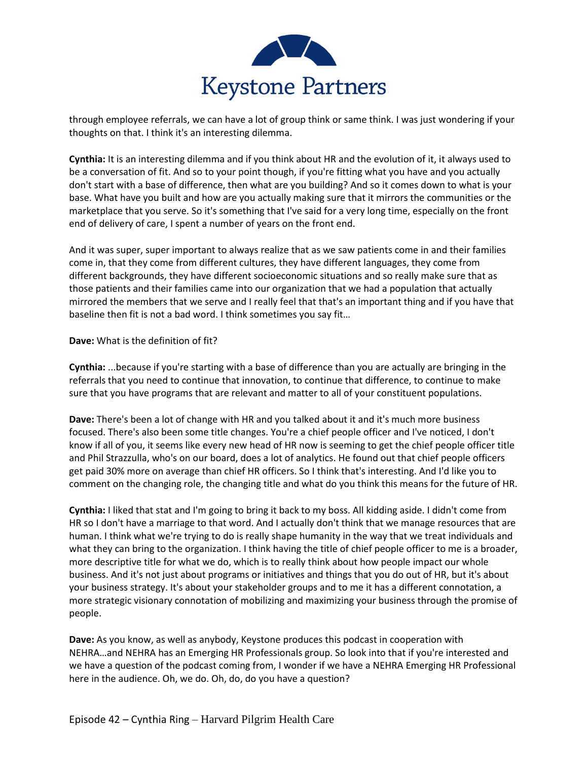through employee referrals, we can have a lot of group think or same think. I was just wondering if your thoughts on that. I think it's an interesting dilemma.

**Cynthia:** It is an interesting dilemma and if you think about HR and the evolution of it, it always used to be a conversation of fit. And so to your point though, if you're fitting what you have and you actually don't start with a base of difference, then what are you building? And so it comes down to what is your base. What have you built and how are you actually making sure that it mirrors the communities or the marketplace that you serve. So it's something that I've said for a very long time, especially on the front end of delivery of care, I spent a number of years on the front end.

And it was super, super important to always realize that as we saw patients come in and their families come in, that they come from different cultures, they have different languages, they come from different backgrounds, they have different socioeconomic situations and so really make sure that as those patients and their families came into our organization that we had a population that actually mirrored the members that we serve and I really feel that that's an important thing and if you have that baseline then fit is not a bad word. I think sometimes you say fit…

**Dave:** What is the definition of fit?

**Cynthia:** ...because if you're starting with a base of difference than you are actually are bringing in the referrals that you need to continue that innovation, to continue that difference, to continue to make sure that you have programs that are relevant and matter to all of your constituent populations.

**Dave:** There's been a lot of change with HR and you talked about it and it's much more business focused. There's also been some title changes. You're a chief people officer and I've noticed, I don't know if all of you, it seems like every new head of HR now is seeming to get the chief people officer title and Phil Strazzulla, who's on our board, does a lot of analytics. He found out that chief people officers get paid 30% more on average than chief HR officers. So I think that's interesting. And I'd like you to comment on the changing role, the changing title and what do you think this means for the future of HR.

**Cynthia:** I liked that stat and I'm going to bring it back to my boss. All kidding aside. I didn't come from HR so I don't have a marriage to that word. And I actually don't think that we manage resources that are human. I think what we're trying to do is really shape humanity in the way that we treat individuals and what they can bring to the organization. I think having the title of chief people officer to me is a broader, more descriptive title for what we do, which is to really think about how people impact our whole business. And it's not just about programs or initiatives and things that you do out of HR, but it's about your business strategy. It's about your stakeholder groups and to me it has a different connotation, a more strategic visionary connotation of mobilizing and maximizing your business through the promise of people.

**Dave:** As you know, as well as anybody, Keystone produces this podcast in cooperation with NEHRA…and NEHRA has an Emerging HR Professionals group. So look into that if you're interested and we have a question of the podcast coming from, I wonder if we have a NEHRA Emerging HR Professional here in the audience. Oh, we do. Oh, do, do you have a question?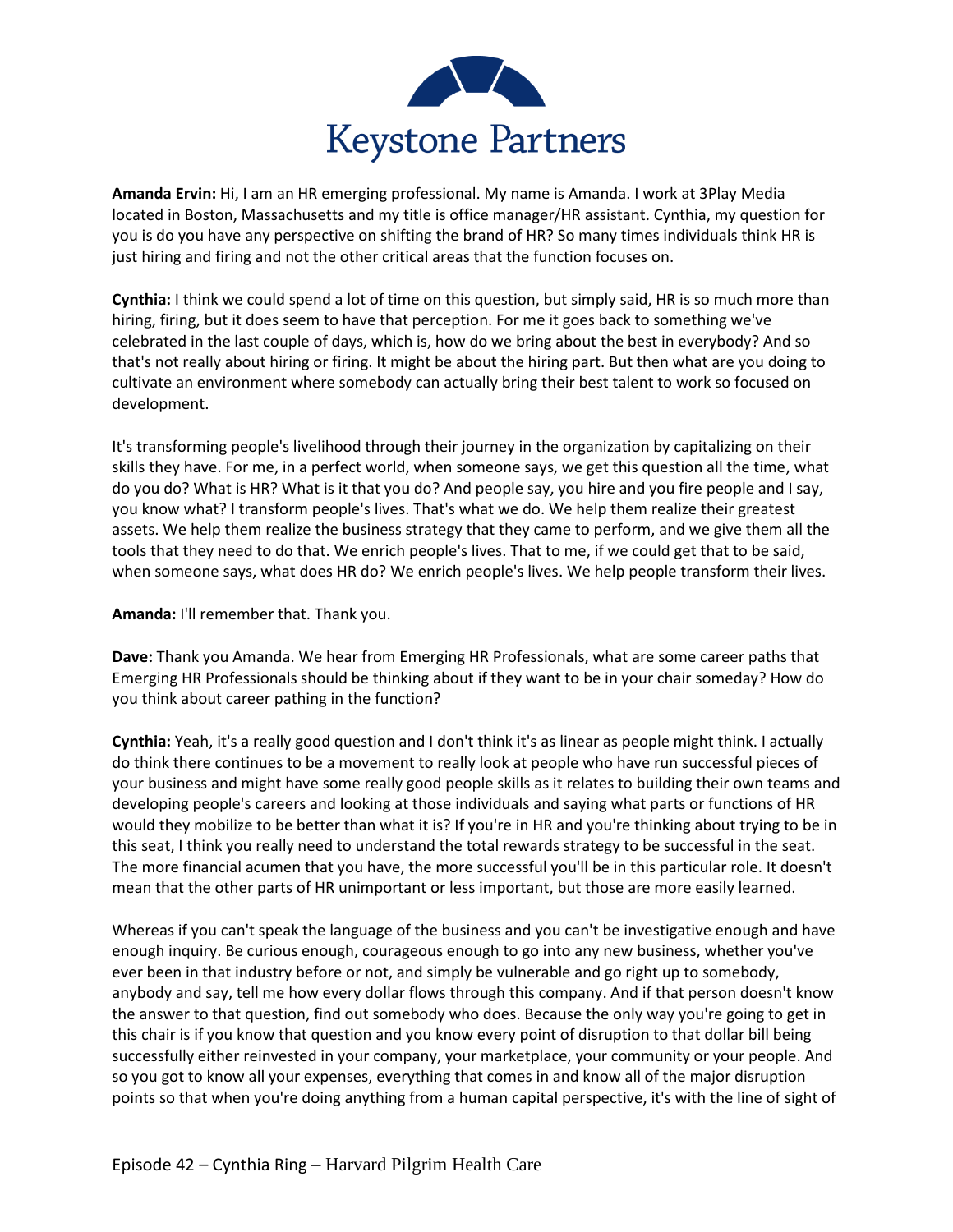**Amanda Ervin:** Hi, I am an HR emerging professional. My name is Amanda. I work at 3Play Media located in Boston, Massachusetts and my title is office manager/HR assistant. Cynthia, my question for you is do you have any perspective on shifting the brand of HR? So many times individuals think HR is just hiring and firing and not the other critical areas that the function focuses on.

**Cynthia:** I think we could spend a lot of time on this question, but simply said, HR is so much more than hiring, firing, but it does seem to have that perception. For me it goes back to something we've celebrated in the last couple of days, which is, how do we bring about the best in everybody? And so that's not really about hiring or firing. It might be about the hiring part. But then what are you doing to cultivate an environment where somebody can actually bring their best talent to work so focused on development.

It's transforming people's livelihood through their journey in the organization by capitalizing on their skills they have. For me, in a perfect world, when someone says, we get this question all the time, what do you do? What is HR? What is it that you do? And people say, you hire and you fire people and I say, you know what? I transform people's lives. That's what we do. We help them realize their greatest assets. We help them realize the business strategy that they came to perform, and we give them all the tools that they need to do that. We enrich people's lives. That to me, if we could get that to be said, when someone says, what does HR do? We enrich people's lives. We help people transform their lives.

**Amanda:** I'll remember that. Thank you.

**Dave:** Thank you Amanda. We hear from Emerging HR Professionals, what are some career paths that Emerging HR Professionals should be thinking about if they want to be in your chair someday? How do you think about career pathing in the function?

**Cynthia:** Yeah, it's a really good question and I don't think it's as linear as people might think. I actually do think there continues to be a movement to really look at people who have run successful pieces of your business and might have some really good people skills as it relates to building their own teams and developing people's careers and looking at those individuals and saying what parts or functions of HR would they mobilize to be better than what it is? If you're in HR and you're thinking about trying to be in this seat, I think you really need to understand the total rewards strategy to be successful in the seat. The more financial acumen that you have, the more successful you'll be in this particular role. It doesn't mean that the other parts of HR unimportant or less important, but those are more easily learned.

Whereas if you can't speak the language of the business and you can't be investigative enough and have enough inquiry. Be curious enough, courageous enough to go into any new business, whether you've ever been in that industry before or not, and simply be vulnerable and go right up to somebody, anybody and say, tell me how every dollar flows through this company. And if that person doesn't know the answer to that question, find out somebody who does. Because the only way you're going to get in this chair is if you know that question and you know every point of disruption to that dollar bill being successfully either reinvested in your company, your marketplace, your community or your people. And so you got to know all your expenses, everything that comes in and know all of the major disruption points so that when you're doing anything from a human capital perspective, it's with the line of sight of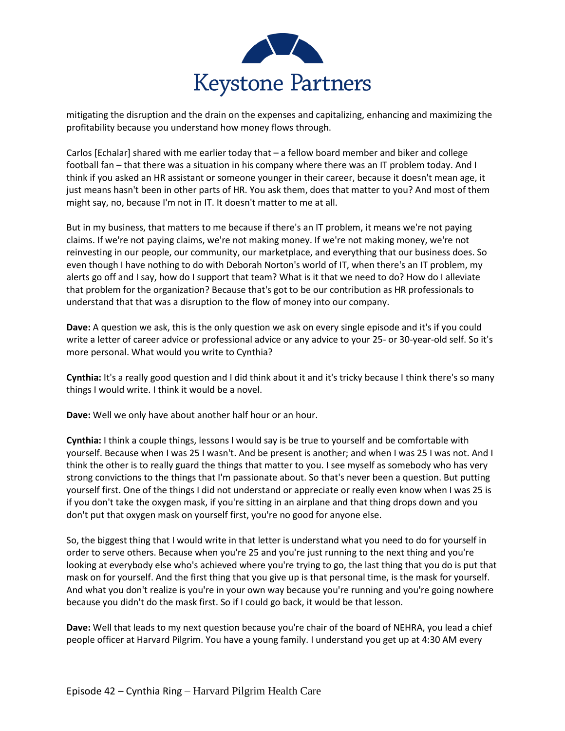mitigating the disruption and the drain on the expenses and capitalizing, enhancing and maximizing the profitability because you understand how money flows through.

Carlos [Echalar] shared with me earlier today that – a fellow board member and biker and college football fan – that there was a situation in his company where there was an IT problem today. And I think if you asked an HR assistant or someone younger in their career, because it doesn't mean age, it just means hasn't been in other parts of HR. You ask them, does that matter to you? And most of them might say, no, because I'm not in IT. It doesn't matter to me at all.

But in my business, that matters to me because if there's an IT problem, it means we're not paying claims. If we're not paying claims, we're not making money. If we're not making money, we're not reinvesting in our people, our community, our marketplace, and everything that our business does. So even though I have nothing to do with Deborah Norton's world of IT, when there's an IT problem, my alerts go off and I say, how do I support that team? What is it that we need to do? How do I alleviate that problem for the organization? Because that's got to be our contribution as HR professionals to understand that that was a disruption to the flow of money into our company.

**Dave:** A question we ask, this is the only question we ask on every single episode and it's if you could write a letter of career advice or professional advice or any advice to your 25- or 30-year-old self. So it's more personal. What would you write to Cynthia?

**Cynthia:** It's a really good question and I did think about it and it's tricky because I think there's so many things I would write. I think it would be a novel.

**Dave:** Well we only have about another half hour or an hour.

**Cynthia:** I think a couple things, lessons I would say is be true to yourself and be comfortable with yourself. Because when I was 25 I wasn't. And be present is another; and when I was 25 I was not. And I think the other is to really guard the things that matter to you. I see myself as somebody who has very strong convictions to the things that I'm passionate about. So that's never been a question. But putting yourself first. One of the things I did not understand or appreciate or really even know when I was 25 is if you don't take the oxygen mask, if you're sitting in an airplane and that thing drops down and you don't put that oxygen mask on yourself first, you're no good for anyone else.

So, the biggest thing that I would write in that letter is understand what you need to do for yourself in order to serve others. Because when you're 25 and you're just running to the next thing and you're looking at everybody else who's achieved where you're trying to go, the last thing that you do is put that mask on for yourself. And the first thing that you give up is that personal time, is the mask for yourself. And what you don't realize is you're in your own way because you're running and you're going nowhere because you didn't do the mask first. So if I could go back, it would be that lesson.

**Dave:** Well that leads to my next question because you're chair of the board of NEHRA, you lead a chief people officer at Harvard Pilgrim. You have a young family. I understand you get up at 4:30 AM every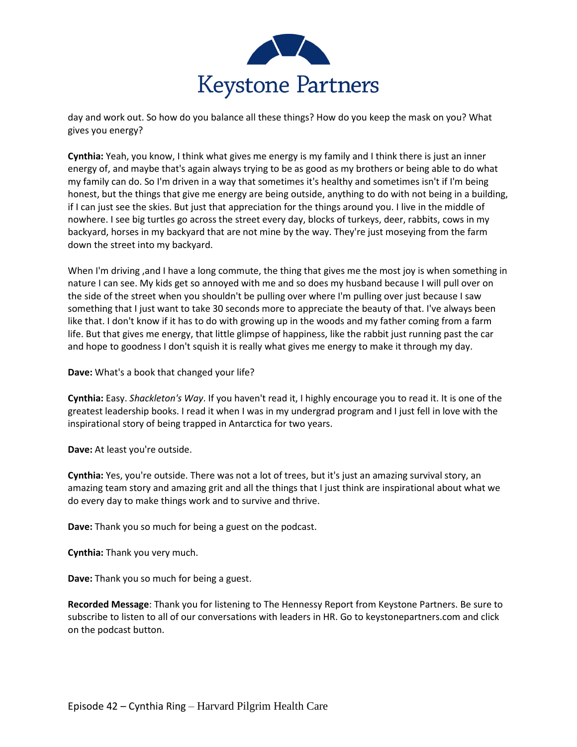day and work out. So how do you balance all these things? How do you keep the mask on you? What gives you energy?

**Cynthia:** Yeah, you know, I think what gives me energy is my family and I think there is just an inner energy of, and maybe that's again always trying to be as good as my brothers or being able to do what my family can do. So I'm driven in a way that sometimes it's healthy and sometimes isn't if I'm being honest, but the things that give me energy are being outside, anything to do with not being in a building, if I can just see the skies. But just that appreciation for the things around you. I live in the middle of nowhere. I see big turtles go across the street every day, blocks of turkeys, deer, rabbits, cows in my backyard, horses in my backyard that are not mine by the way. They're just moseying from the farm down the street into my backyard.

When I'm driving ,and I have a long commute, the thing that gives me the most joy is when something in nature I can see. My kids get so annoyed with me and so does my husband because I will pull over on the side of the street when you shouldn't be pulling over where I'm pulling over just because I saw something that I just want to take 30 seconds more to appreciate the beauty of that. I've always been like that. I don't know if it has to do with growing up in the woods and my father coming from a farm life. But that gives me energy, that little glimpse of happiness, like the rabbit just running past the car and hope to goodness I don't squish it is really what gives me energy to make it through my day.

**Dave:** What's a book that changed your life?

**Cynthia:** Easy. *Shackleton's Way*. If you haven't read it, I highly encourage you to read it. It is one of the greatest leadership books. I read it when I was in my undergrad program and I just fell in love with the inspirational story of being trapped in Antarctica for two years.

**Dave:** At least you're outside.

**Cynthia:** Yes, you're outside. There was not a lot of trees, but it's just an amazing survival story, an amazing team story and amazing grit and all the things that I just think are inspirational about what we do every day to make things work and to survive and thrive.

**Dave:** Thank you so much for being a guest on the podcast.

**Cynthia:** Thank you very much.

**Dave:** Thank you so much for being a guest.

**Recorded Message**: Thank you for listening to The Hennessy Report from Keystone Partners. Be sure to subscribe to listen to all of our conversations with leaders in HR. Go to keystonepartners.com and click on the podcast button.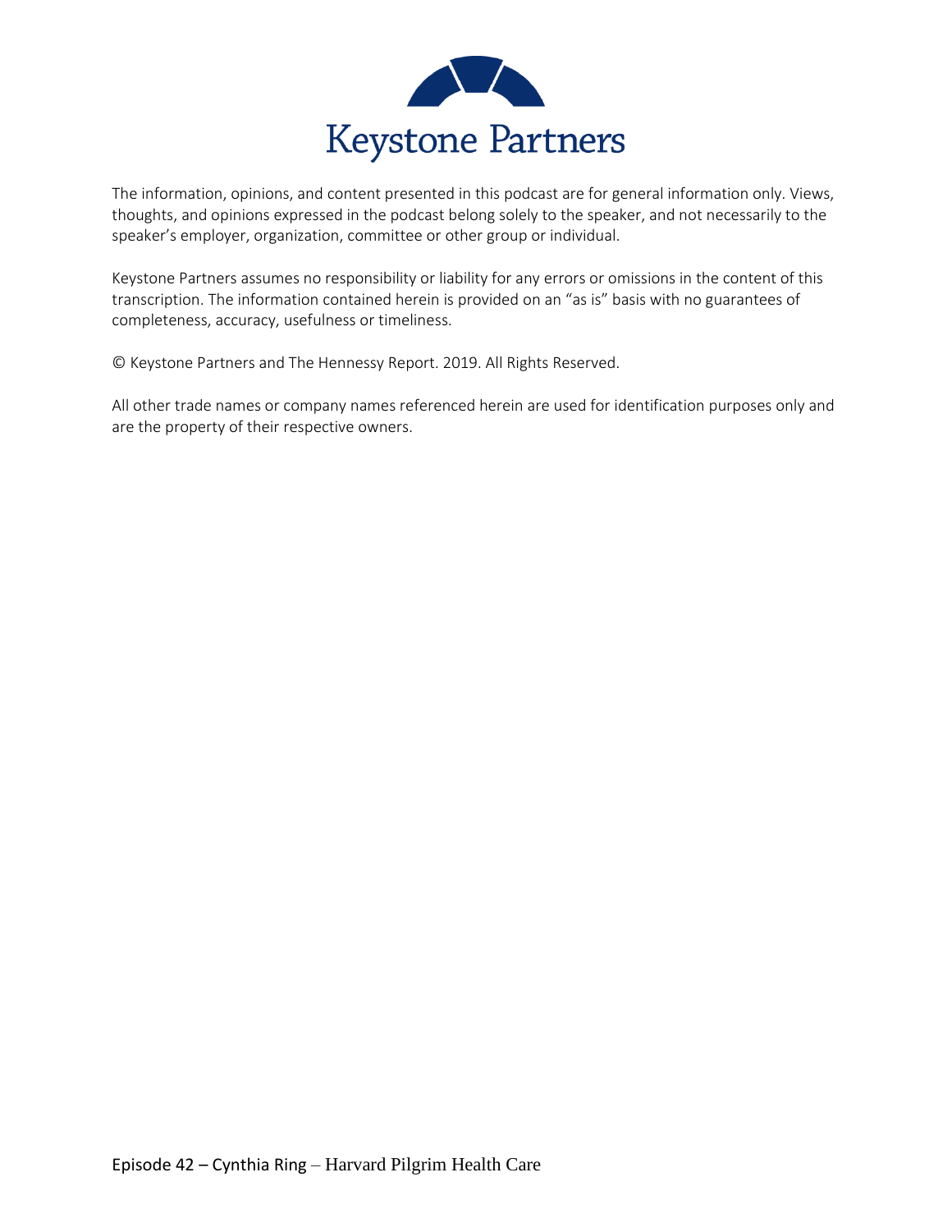Keystone Partners

The information, opinions, and content presented in this podcast are for general information only. Views, thoughts, and opinions expressed in the podcast belong solely to the speaker, and not necessarily to the speaker's employer, organization, committee or other group or individual.

Keystone Partners assumes no responsibility or liability for any errors or omissions in the content of this transcription. The information contained herein is provided on an "as is" basis with no guarantees of completeness, accuracy, usefulness or timeliness.

© Keystone Partners and The Hennessy Report. 2019. All Rights Reserved.

All other trade names or company names referenced herein are used for identification purposes only and are the property of their respective owners.